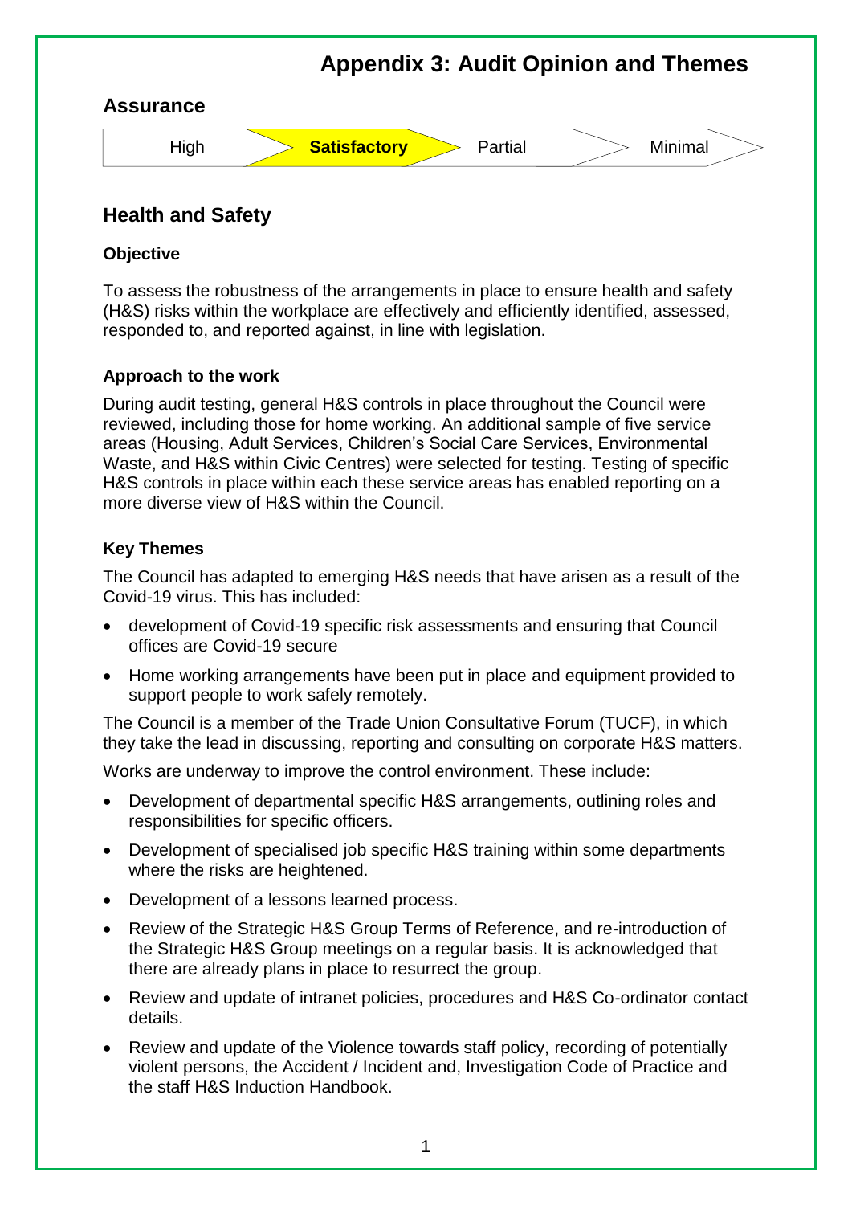# Appendix 3: Audit Opinion and Themes

## Assurance

| High | **Satisfactory** | Partial | Minimal |
|---|---|---|---|

## Health and Safety

### Objective

To assess the robustness of the arrangements in place to ensure health and safety (H&S) risks within the workplace are effectively and efficiently identified, assessed, responded to, and reported against, in line with legislation.

### Approach to the work

During audit testing, general H&S controls in place throughout the Council were reviewed, including those for home working. An additional sample of five service areas (Housing, Adult Services, Children's Social Care Services, Environmental Waste, and H&S within Civic Centres) were selected for testing. Testing of specific H&S controls in place within each these service areas has enabled reporting on a more diverse view of H&S within the Council.

### Key Themes

The Council has adapted to emerging H&S needs that have arisen as a result of the Covid-19 virus. This has included:

- development of Covid-19 specific risk assessments and ensuring that Council offices are Covid-19 secure
- Home working arrangements have been put in place and equipment provided to support people to work safely remotely.

The Council is a member of the Trade Union Consultative Forum (TUCF), in which they take the lead in discussing, reporting and consulting on corporate H&S matters.

Works are underway to improve the control environment. These include:

- Development of departmental specific H&S arrangements, outlining roles and responsibilities for specific officers.
- Development of specialised job specific H&S training within some departments where the risks are heightened.
- Development of a lessons learned process.
- Review of the Strategic H&S Group Terms of Reference, and re-introduction of the Strategic H&S Group meetings on a regular basis. It is acknowledged that there are already plans in place to resurrect the group.
- Review and update of intranet policies, procedures and H&S Co-ordinator contact details.
- Review and update of the Violence towards staff policy, recording of potentially violent persons, the Accident / Incident and, Investigation Code of Practice and the staff H&S Induction Handbook.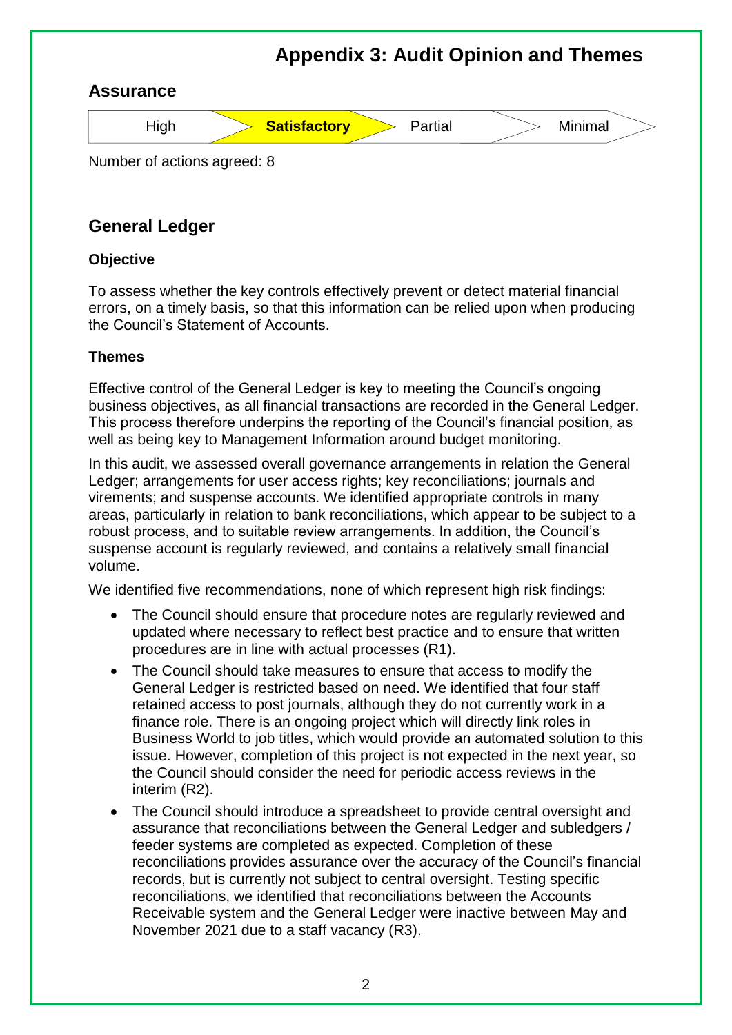# Appendix 3: Audit Opinion and Themes

## Assurance

| High | **Satisfactory** | Partial | Minimal |
|---|---|---|---|

Number of actions agreed: 8

## General Ledger

### Objective

To assess whether the key controls effectively prevent or detect material financial errors, on a timely basis, so that this information can be relied upon when producing the Council's Statement of Accounts.

### Themes

Effective control of the General Ledger is key to meeting the Council's ongoing business objectives, as all financial transactions are recorded in the General Ledger. This process therefore underpins the reporting of the Council's financial position, as well as being key to Management Information around budget monitoring.

In this audit, we assessed overall governance arrangements in relation the General Ledger; arrangements for user access rights; key reconciliations; journals and virements; and suspense accounts. We identified appropriate controls in many areas, particularly in relation to bank reconciliations, which appear to be subject to a robust process, and to suitable review arrangements. In addition, the Council's suspense account is regularly reviewed, and contains a relatively small financial volume.

We identified five recommendations, none of which represent high risk findings:

- The Council should ensure that procedure notes are regularly reviewed and updated where necessary to reflect best practice and to ensure that written procedures are in line with actual processes (R1).
- The Council should take measures to ensure that access to modify the General Ledger is restricted based on need. We identified that four staff retained access to post journals, although they do not currently work in a finance role. There is an ongoing project which will directly link roles in Business World to job titles, which would provide an automated solution to this issue. However, completion of this project is not expected in the next year, so the Council should consider the need for periodic access reviews in the interim (R2).
- The Council should introduce a spreadsheet to provide central oversight and assurance that reconciliations between the General Ledger and subledgers / feeder systems are completed as expected. Completion of these reconciliations provides assurance over the accuracy of the Council's financial records, but is currently not subject to central oversight. Testing specific reconciliations, we identified that reconciliations between the Accounts Receivable system and the General Ledger were inactive between May and November 2021 due to a staff vacancy (R3).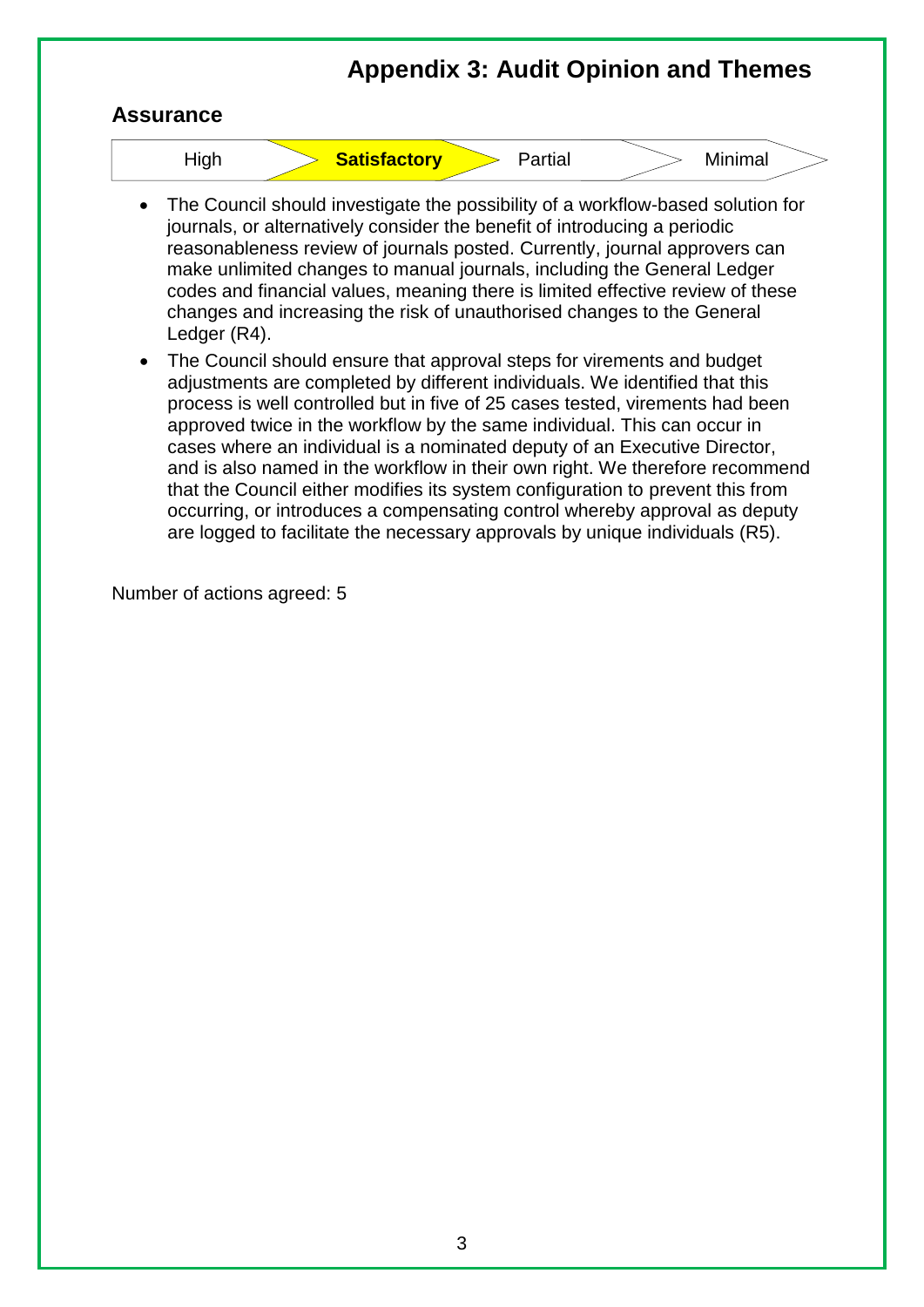# Appendix 3: Audit Opinion and Themes

## Assurance

High | **Satisfactory** | Partial | Minimal

- The Council should investigate the possibility of a workflow-based solution for journals, or alternatively consider the benefit of introducing a periodic reasonableness review of journals posted. Currently, journal approvers can make unlimited changes to manual journals, including the General Ledger codes and financial values, meaning there is limited effective review of these changes and increasing the risk of unauthorised changes to the General Ledger (R4).
- The Council should ensure that approval steps for virements and budget adjustments are completed by different individuals. We identified that this process is well controlled but in five of 25 cases tested, virements had been approved twice in the workflow by the same individual. This can occur in cases where an individual is a nominated deputy of an Executive Director, and is also named in the workflow in their own right. We therefore recommend that the Council either modifies its system configuration to prevent this from occurring, or introduces a compensating control whereby approval as deputy are logged to facilitate the necessary approvals by unique individuals (R5).

Number of actions agreed: 5